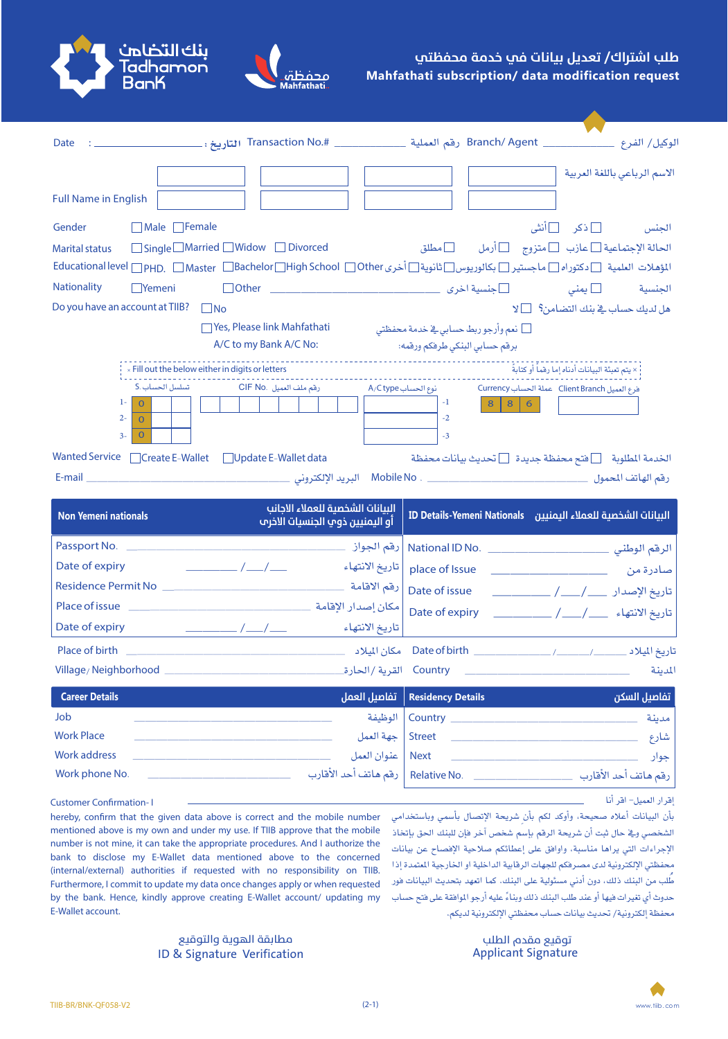بنك التضامن Tadhamon Bank

محفظتي Mahfathati

# طلب اشتراك/ تعديل بيانات في خدمة محفظتي
# Mahfathati subscription/ data modification request

Date : ______________ : التاريخ Transaction No.# ______________ رقم العملية Branch/ Agent ______________ الوكيل/ الفرع

Full Name in English [ ] [ ] [ ] [ ] الاسم الرباعي باللغة العربية [ ] [ ] [ ] [ ]

Gender ☐ Male ☐ Female ☐ ذكر ☐ أنثى الجنس

Marital status ☐ Single ☐ Married ☐ Widow ☐ Divorced ☐ عازب ☐ متزوج ☐ أرمل ☐ مطلق الحالة الإجتماعية

Educational level ☐ PHD. ☐ Master ☐ Bachelor ☐ High School ☐ Other ☐ دكتوراه ☐ ماجستير ☐ بكالوريوس ☐ ثانوية ☐ أخرى المؤهلات العلمية

Nationality ☐ Yemeni ☐ Other ______________ ☐ يمني ☐ جنسية أخرى الجنسية

Do you have an account at TIIB? ☐ No ☐ لا هل لديك حساب في بنك التضامن؟

☐ Yes, Please link Mahfathati A/C to my Bank A/C No: ☐ نعم وأرجو ربط حسابي في خدمة محفظتي برقم حسابي البنكي طرفكم ورقمه:

× Fill out the below either in digits or letters × يتم تعبئة البيانات أدناه إما رقماً أو كتابة

| S. تسلسل الحساب | CIF No. رقم ملف العميل | A/C type نوع الحساب | Currency عملة الحساب | Client Branch فرع العميل |
|---|---|---|---|---|
| 1- 0 | | -1 | 8 8 6 | |
| 2- 0 | | -2 | | |
| 3- 0 | | -3 | | |

Wanted Service ☐ Create E-Wallet ☐ Update E-Wallet data ☐ فتح محفظة جديدة ☐ تحديث بيانات محفظة الخدمة المطلوبة

E-mail ______________ البريد الإلكتروني Mobile No. ______________ رقم الهاتف المحمول

| Non Yemeni nationals — البيانات الشخصية للعملاء الاجانب أو اليمنيين ذوي الجنسيات الاخرى | ID Details-Yemeni Nationals — البيانات الشخصية للعملاء اليمنيين |
|---|---|
| Passport No. ______ رقم الجواز | National ID No. ______ الرقم الوطني |
| Date of expiry ___/___/___ تاريخ الانتهاء | place of Issue ______ صادرة من |
| Residence Permit No ______ رقم الاقامة | Date of issue ___/___/___ تاريخ الإصدار |
| Place of issue ______ مكان إصدار الإقامة | Date of expiry ___/___/___ تاريخ الانتهاء |
| Date of expiry ___/___/___ تاريخ الانتهاء | |

Place of birth ______________ مكان الميلاد Date of birth ___/___/___ تاريخ الميلاد

Village/ Neighborhood ______________ القرية/ الحارة Country ______________ المدينة

| Career Details — تفاصيل العمل | Residency Details — تفاصيل السكن |
|---|---|
| Job ______ الوظيفة | Country ______ مدينة |
| Work Place ______ جهة العمل | Street ______ شارع |
| Work address ______ عنوان العمل | Next ______ جوار |
| Work phone No. ______ رقم هاتف أحد الأقارب | Relative No. ______ رقم هاتف أحد الأقارب |

Customer Confirmation- I hereby, confirm that the given data above is correct and the mobile number mentioned above is my own and under my use. If TIIB approve that the mobile number is not mine, it can take the appropriate procedures. And I authorize the bank to disclose my E-Wallet data mentioned above to the concerned (internal/external) authorities if requested with no responsibility on TIIB. Furthermore, I commit to update my data once changes apply or when requested by the bank. Hence, kindly approve creating E-Wallet account/ updating my E-Wallet account.

إقرار العميل- اقر أنا بأن البيانات أعلاه صحيحة، وأوكد لكم بأن شريحة الإتصال بأسمي وباستخدامي الشخصي وفي حال ثبت أن شريحة الرقم بإسم شخص آخر فإن للبنك الحق باتخاذ الإجراءات التي يراها مناسبة، واوافق على إعطائكم صلاحية الإفصاح عن بيانات محفظتي الإلكترونية لدى مصرفكم للجهات الرقابية الداخلية او الخارجية المعتمدة إذا طُلب من البنك ذلك، دون أدنى مسئولية على البنك. كما اتعهد بتحديث البيانات فور حدوث أي تغيرات فيها أو عند طلب البنك ذلك وبناءً عليه أرجو الموافقة على فتح حساب محفظة إلكترونية/ تحديث بيانات حساب محفظتي الإلكترونية لديكم.

مطابقة الهوية والتوقيع
ID & Signature Verification

توقيع مقدم الطلب
Applicant Signature

TIIB-BR/BNK-QF058-V2 www.tiib.com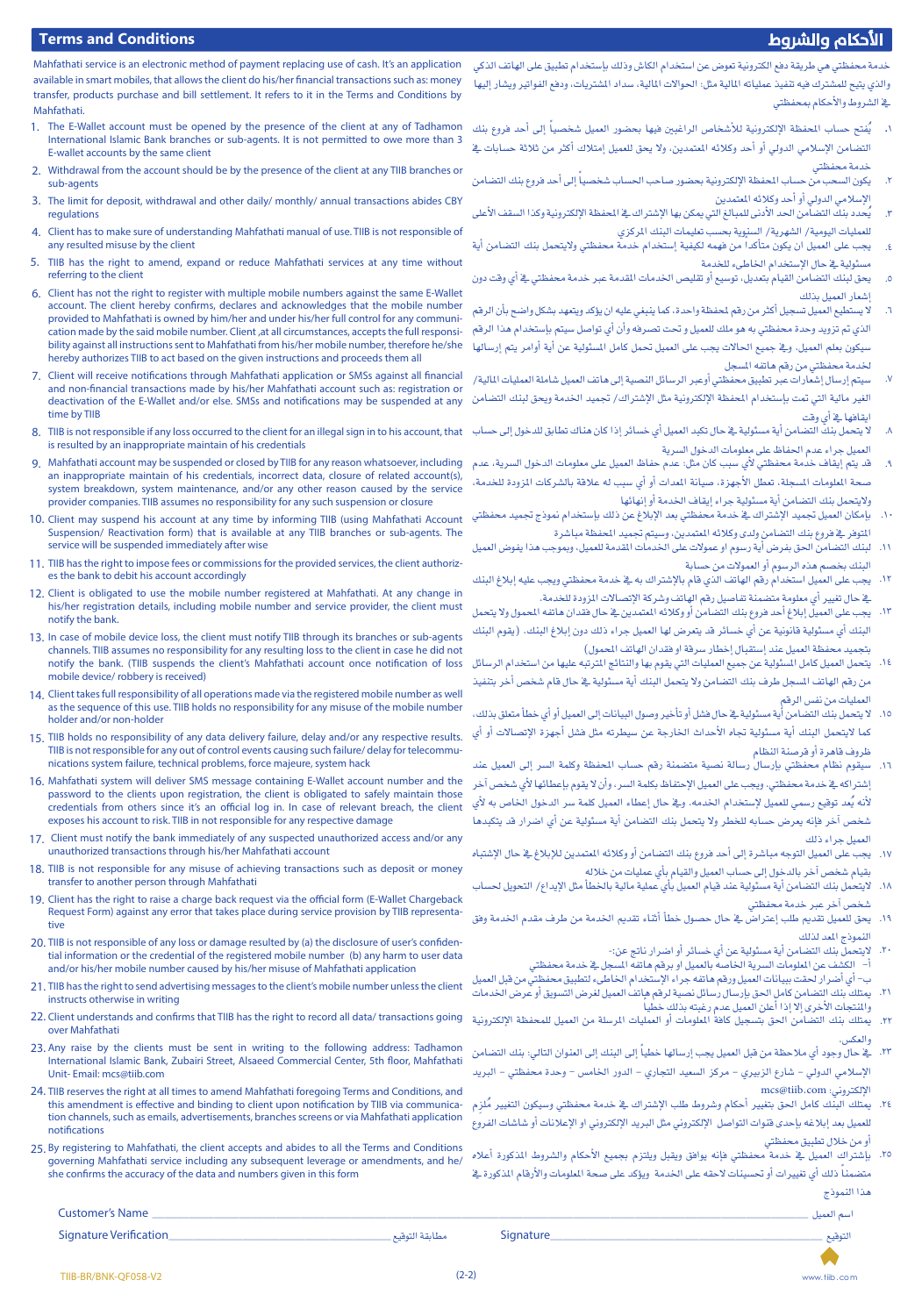## Terms and Conditions

Mahfathati service is an electronic method of payment replacing use of cash. It's an application available in smart mobiles, that allows the client do his/her financial transactions such as: money transfer, products purchase and bill settlement. It refers to it in the Terms and Conditions by Mahfathati.

1. The E-Wallet account must be opened by the presence of the client at any of Tadhamon International Islamic Bank branches or sub-agents. It is not permitted to owe more than 3 E-wallet accounts by the same client
2. Withdrawal from the account should be by the presence of the client at any TIIB branches or sub-agents
3. The limit for deposit, withdrawal and other daily/ monthly/ annual transactions abides CBY regulations
4. Client has to make sure of understanding Mahfathati manual of use. TIIB is not responsible of any resulted misuse by the client
5. TIIB has the right to amend, expand or reduce Mahfathati services at any time without referring to the client
6. Client has not the right to register with multiple mobile numbers against the same E-Wallet account. The client hereby confirms, declares and acknowledges that the mobile number provided to Mahfathati is owned by him/her and under his/her full control for any communication made by the said mobile number. Client ,at all circumstances, accepts the full responsibility against all instructions sent to Mahfathati from his/her mobile number, therefore he/she hereby authorizes TIIB to act based on the given instructions and proceeds them all
7. Client will receive notifications through Mahfathati application or SMSs against all financial and non-financial transactions made by his/her Mahfathati account such as: registration or deactivation of the E-Wallet and/or else. SMSs and notifications may be suspended at any time by TIIB
8. TIIB is not responsible if any loss occurred to the client for an illegal sign in to his account, that is resulted by an inappropriate maintain of his credentials
9. Mahfathati account may be suspended or closed by TIIB for any reason whatsoever, including an inappropriate maintain of his credentials, incorrect data, closure of related account(s), system breakdown, system maintenance, and/or any other reason caused by the service provider companies. TIIB assumes no responsibility for any such suspension or closure
10. Client may suspend his account at any time by informing TIIB (using Mahfathati Account Suspension/ Reactivation form) that is available at any TIIB branches or sub-agents. The service will be suspended immediately after wise
11. TIIB has the right to impose fees or commissions for the provided services, the client authorizes the bank to debit his account accordingly
12. Client is obligated to use the mobile number registered at Mahfathati. At any change in his/her registration details, including mobile number and service provider, the client must notify the bank.
13. In case of mobile device loss, the client must notify TIIB through its branches or sub-agents channels. TIIB assumes no responsibility for any resulting loss to the client in case he did not notify the bank. (TIIB suspends the client's Mahfathati account once notification of loss mobile device/ robbery is received)
14. Client takes full responsibility of all operations made via the registered mobile number as well as the sequence of this use. TIIB holds no responsibility for any misuse of the mobile number holder and/or non-holder
15. TIIB holds no responsibility of any data delivery failure, delay and/or any respective results. TIIB is not responsible for any out of control events causing such failure/ delay for telecommunications system failure, technical problems, force majeure, system hack
16. Mahfathati system will deliver SMS message containing E-wallet account number and the password to the clients upon registration, the client is obligated to safely maintain those credentials from others since it's an official log in. In case of relevant breach, the client exposes his account to risk. TIIB in not responsible for any respective damage
17. Client must notify the bank immediately of any suspected unauthorized access and/or any unauthorized transactions through his/her Mahfathati account
18. TIIB is not responsible for any misuse of achieving transactions such as deposit or money transfer to another person through Mahfathati
19. Client has the right to raise a charge back request via the official form (E-Wallet Chargeback Request Form) against any error that takes place during service provision by TIIB representative
20. TIIB is not responsible of any loss or damage resulted by (a) the disclosure of user's confidential information or the credential of the registered mobile number (b) any harm to user data and/or his/her mobile number caused by his/her misuse of Mahfathati application
21. TIIB has the right to send advertising messages to the client's mobile number unless the client instructs otherwise in writing
22. Client understands and confirms that TIIB has the right to record all data/ transactions going over Mahfathati
23. Any raise by the clients must be sent in writing to the following address: Tadhamon International Islamic Bank, Zubairi Street, Alsaeed Commercial Center, 5th floor, Mahfathati Unit- Email: mcs@tiib.com
24. TIIB reserves the right at all times to amend Mahfathati foregoing Terms and Conditions, and this amendment is effective and binding to client upon notification by TIIB via communication channels, such as emails, advertisements, branches screens or via Mahfathati application notifications
25. By registering to Mahfathati, the client accepts and abides to all the Terms and Conditions governing Mahfathati service including any subsequent leverage or amendments, and he/ she confirms the accuracy of the data and numbers given in this form

## الأحكام والشروط

خدمة محفظتي هي طريقة دفع الكترونية تعوض عن استخدام الكاش وذلك بإستخدام تطبيق على الهاتف الذكي والذي يتيح للمشترك فيه تنفيذ عملياته المالية مثل: الحوالات المالية، سداد المشتريات، ودفع الفواتير ويشار إليها في الشروط والأحكام بمحفظتي

١. يُفتح حساب المحفظة الإلكترونية للأشخاص الراغبين فيها بحضور العميل شخصياً إلى أحد فروع بنك التضامن الإسلامي الدولي أو أحد وكلائه المعتمدين، ولا يحق للعميل إمتلاك أكثر من ثلاثة حسابات في خدمة محفظتي
٢. يكون السحب من حساب المحفظة الإلكترونية بحضور صاحب الحساب شخصياً إلى أحد فروع بنك التضامن الإسلامي الدولي أو أحد وكلائه المعتمدين
٣. يُحدد بنك التضامن الحد الأدنى للمبالغ التي يمكن بها الإشتراك في المحفظة الإلكترونية وكذا السقف الأعلى للعمليات اليومية/ الشهرية/ السنوية بحسب تعليمات البنك المركزي
٤. يجب على العميل ان يكون متأكداً من فهمه لكيفية إستخدام خدمة محفظتي ولايتحمل بنك التضامن أية مسئولية في حال الإستخدام الخاطئ للخدمة
٥. يحق لبنك التضامن القيام بتعديل، توسيع أو تقليص الخدمات المقدمة عبر خدمة محفظتي في أي وقت دون إشعار العميل بذلك
٦. لا يستطيع العميل تسجيل أكثر من رقم لمحفظة واحدة، كما ينبغي عليه ان يؤكد ويتعهد بشكل واضح بأن الرقم الذي تم تزويد وحدة محفظتي به هو ملك للعميل و تحت تصرفه وأن أي تواصل سيتم بإستخدام هذا الرقم سيكون بعلم العميل. وفي جميع الحالات يجب على العميل تحمل كامل المسئولية عن أية أوامر يتم إرسالها لخدمة محفظتي من رقم هاتفه المسجل
٧. سيتم إرسال إشعارات عبر تطبيق محفظتي أوعبر الرسائل النصية إلى هاتف العميل شاملة العمليات المالية/ الغير مالية التي تمت بإستخدام المحفظة الإلكترونية مثل الإشتراك/ تجميد الخدمة ويحق لبنك التضامن ايقافها في أي وقت
٨. لا يتحمل بنك التضامن أية مسئولية في حال تكبد العميل أي خسائر إذا كان هناك تطابق للدخول إلى حساب العميل جراء عدم الحفاظ على معلومات الدخول السرية
٩. قد يتم إيقاف خدمة محفظتي لأي سبب كان مثل: عدم حفاظ العميل على معلومات الدخول السرية، عدم صحة المعلومات المسجلة، تعطل الأجهزة، صيانة المعدات أو أي سبب له علاقة بالشركات المزودة للخدمة، ولايتحمل بنك التضامن أية مسئولية جراء إيقاف الخدمة أو إنهائها
١٠. بإمكان العميل تجميد الإشتراك في خدمة محفظتي بعد الإبلاغ عن ذلك بإستخدام نموذج تجميد محفظتي المتوفر في فروع بنك التضامن ولدى وكلائه المعتمدين، وسيتم تجميد المحفظة مباشرة
١١. لبنك التضامن الحق بفرض أية رسوم او عمولات على الخدمات المقدمة للعميل، وبموجب هذا يفوض العميل البنك بخصم هذه الرسوم أو العمولات من حسابه
١٢. يجب على العميل استخدام رقم الهاتف الذي قام بالإشتراك به في خدمة محفظتي ويجب عليه إبلاغ البنك في حال تغيير أي معلومة متضمنة تفاصيل رقم الهاتف وشركة الإتصالات المزودة للخدمة.
١٣. يجب على العميل إبلاغ أحد فروع بنك التضامن أو وكلائه المعتمدين في حال فقدان هاتفه المحمول ولا يتحمل البنك أي مسئولية قانونية عن أي خسائر قد يتعرض لها العميل جراء ذلك دون إبلاغ البنك. (يقوم البنك بتجميد محفظة العميل عند إستقبال إخطار سرقة او فقدان الهاتف المحمول)
١٤. يتحمل العميل كامل المسئولية عن جميع العمليات التي يقوم بها والنتائج المترتبة عليها من استخدام الرسائل من رقم الهاتف المسجل طرف بنك التضامن ولا يتحمل البنك أية مسئولية في حال قام شخص آخر بتنفيذ العمليات من نفس الرقم
١٥. لا يتحمل بنك التضامن أية مسئولية في حال فشل أو تأخير وصول البيانات إلى العميل أو أي خطأ متعلق بذلك، كما لايتحمل البنك أية مسئولية تجاه الأحداث الخارجة عن سيطرته مثل فشل أجهزة الإتصالات أو أي ظروف قاهرة أو قرصنة النظام
١٦. سيقوم نظام محفظتي بإرسال رسالة نصية متضمنة رقم حساب المحفظة وكلمة السر إلى العميل عند إشتراكه في خدمة محفظتي، ويجب على العميل الإحتفاظ بكلمة السر، وأن لا يقوم بإعطائها لأي شخص آخر لأنه يُعد توقيع رسمي للعميل لإستخدام الخدمه، وفي حال إعطاء العميل كلمة سر الدخول الخاص به لأي شخص آخر فإنه يعرض حسابه للخطر ولا يتحمل بنك التضامن أية مسئولية عن أي اضرار قد يتكبدها العميل جراء ذلك
١٧. يجب على العميل التوجه مباشرة إلى أحد فروع بنك التضامن أو وكلائه المعتمدين للإبلاغ في حال الإشتباه بقيام شخص آخر بالدخول إلى حساب العميل والقيام بأي عمليات من خلاله
١٨. لايتحمل بنك التضامن أية مسئولية عند قيام العميل بأي عملية مالية بالخطأ مثل الإيداع/ التحويل لحساب شخص آخر عبر خدمة محفظتي
١٩. يحق للعميل تقديم طلب إعتراض في حال حصول خطأ أثناء تقديم الخدمة من طرف مقدم الخدمة وفق النموذج المعد لذلك
٢٠. لايتحمل بنك التضامن أية مسئولية عن أي خسائر أو اضرار ناتج عن:-
أ- الكشف عن المعلومات السرية الخاصه بالعميل او برقم هاتفه المسجل في خدمة محفظتي
ب- أي أضرار لحقت ببيانات العميل ورقم هاتفه جراء الإستخدام الخاطئ لتطبيق محفظتي من قبل العميل
٢١. يمتلك بنك التضامن كامل الحق بإرسال رسائل نصية لرقم هاتف العميل لغرض التسويق أو عرض الخدمات والمنتجات الأخرى إلا إذا أعلن العميل عدم رغبته بذلك خطياً
٢٢. يمتلك بنك التضامن الحق بتسجيل كافة المعلومات أو العمليات المرسلة من العميل للمحفظة الإلكترونية والعكس.
٢٣. في حال وجود أي ملاحظة من قبل العميل يجب إرسالها خطياً إلى البنك إلى العنوان التالي: بنك التضامن الإسلامي الدولي - شارع الزبيري - مركز السعيد التجاري - الدور الخامس - وحدة محفظتي - البريد الإلكتروني: mcs@tiib.com
٢٤. يمتلك البنك كامل الحق بتغيير أحكام وشروط طلب الإشتراك في خدمة محفظتي وسيكون التغيير مُلزم للعميل بعد إبلاغه بإحدى قنوات التواصل الإلكتروني مثل البريد الإلكتروني او الإعلانات أو شاشات الفروع أو من خلال تطبيق محفظتي
٢٥. بإشتراك العميل في خدمة محفظتي فإنه يوافق ويقبل ويلتزم بجميع الأحكام والشروط المذكورة أعلاه متضمناً ذلك أي تغييرات أو تحسينات لاحقه على الخدمة ويؤكد على صحة المعلومات والأرقام المذكورة في هذا النموذج

Customer's Name ________________________________________ اسم العميل

Signature Verification ____________________ مطابقة التوقيع    Signature ____________________ التوقيع

TIIB-BR/BNK-QF058-V2

www.tiib.com